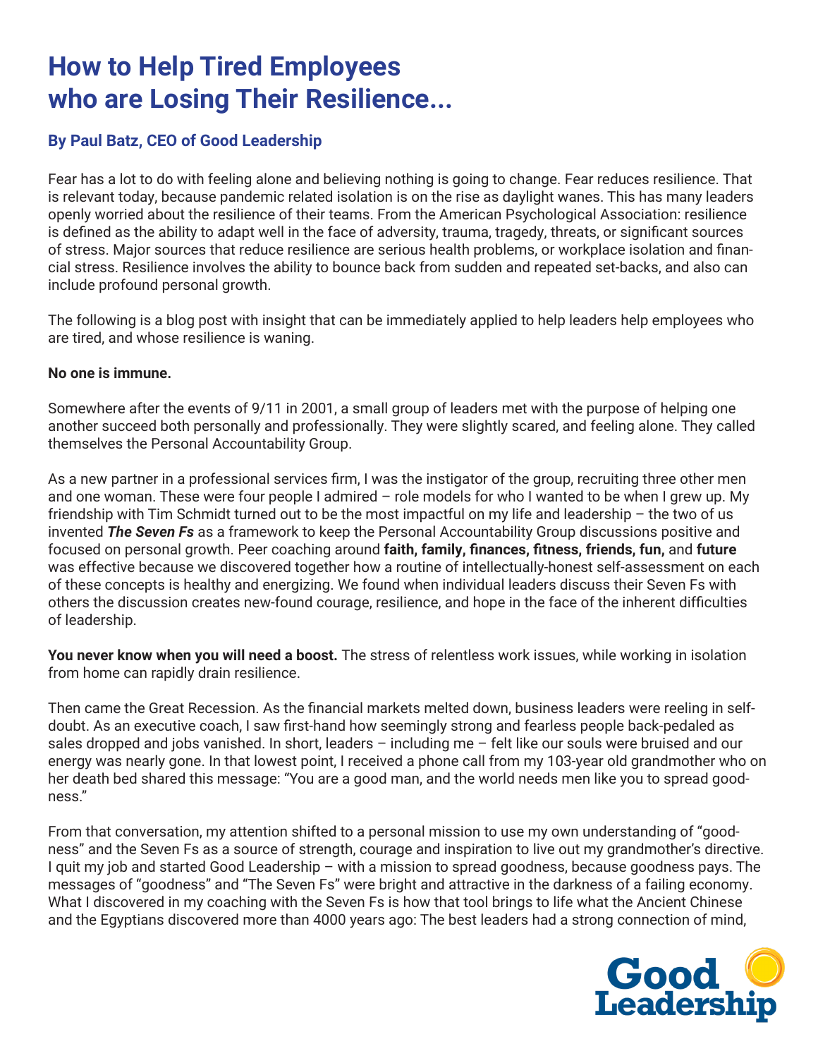# How to Help Tired Employees who are Losing Their Resilience...

### By Paul Batz, CEO of Good Leadership

Fear has a lot to do with feeling alone and believing nothing is going to change. Fear reduces resilience. That is relevant today, because pandemic related isolation is on the rise as daylight wanes. This has many leaders openly worried about the resilience of their teams. From the American Psychological Association: resilience is defined as the ability to adapt well in the face of adversity, trauma, tragedy, threats, or significant sources of stress. Major sources that reduce resilience are serious health problems, or workplace isolation and financial stress. Resilience involves the ability to bounce back from sudden and repeated set-backs, and also can include profound personal growth.

The following is a blog post with insight that can be immediately applied to help leaders help employees who are tired, and whose resilience is waning.

**No one is immune.**

Somewhere after the events of 9/11 in 2001, a small group of leaders met with the purpose of helping one another succeed both personally and professionally. They were slightly scared, and feeling alone. They called themselves the Personal Accountability Group.

As a new partner in a professional services firm, I was the instigator of the group, recruiting three other men and one woman. These were four people I admired – role models for who I wanted to be when I grew up. My friendship with Tim Schmidt turned out to be the most impactful on my life and leadership – the two of us invented ***The Seven Fs*** as a framework to keep the Personal Accountability Group discussions positive and focused on personal growth. Peer coaching around **faith, family, finances, fitness, friends, fun,** and **future** was effective because we discovered together how a routine of intellectually-honest self-assessment on each of these concepts is healthy and energizing. We found when individual leaders discuss their Seven Fs with others the discussion creates new-found courage, resilience, and hope in the face of the inherent difficulties of leadership.

**You never know when you will need a boost.** The stress of relentless work issues, while working in isolation from home can rapidly drain resilience.

Then came the Great Recession. As the financial markets melted down, business leaders were reeling in self-doubt. As an executive coach, I saw first-hand how seemingly strong and fearless people back-pedaled as sales dropped and jobs vanished. In short, leaders – including me – felt like our souls were bruised and our energy was nearly gone. In that lowest point, I received a phone call from my 103-year old grandmother who on her death bed shared this message: "You are a good man, and the world needs men like you to spread goodness."

From that conversation, my attention shifted to a personal mission to use my own understanding of "goodness" and the Seven Fs as a source of strength, courage and inspiration to live out my grandmother's directive. I quit my job and started Good Leadership – with a mission to spread goodness, because goodness pays. The messages of "goodness" and "The Seven Fs" were bright and attractive in the darkness of a failing economy. What I discovered in my coaching with the Seven Fs is how that tool brings to life what the Ancient Chinese and the Egyptians discovered more than 4000 years ago: The best leaders had a strong connection of mind,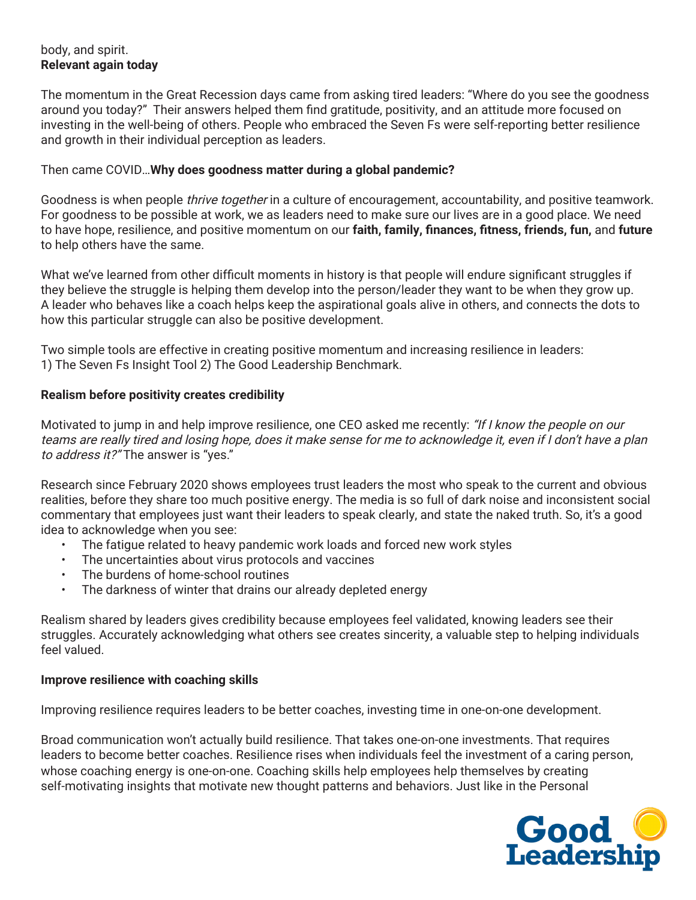body, and spirit.

**Relevant again today**

The momentum in the Great Recession days came from asking tired leaders: "Where do you see the goodness around you today?" Their answers helped them find gratitude, positivity, and an attitude more focused on investing in the well-being of others. People who embraced the Seven Fs were self-reporting better resilience and growth in their individual perception as leaders.

Then came COVID…**Why does goodness matter during a global pandemic?**

Goodness is when people *thrive together* in a culture of encouragement, accountability, and positive teamwork. For goodness to be possible at work, we as leaders need to make sure our lives are in a good place. We need to have hope, resilience, and positive momentum on our **faith, family, finances, fitness, friends, fun,** and **future** to help others have the same.

What we've learned from other difficult moments in history is that people will endure significant struggles if they believe the struggle is helping them develop into the person/leader they want to be when they grow up. A leader who behaves like a coach helps keep the aspirational goals alive in others, and connects the dots to how this particular struggle can also be positive development.

Two simple tools are effective in creating positive momentum and increasing resilience in leaders:
1) The Seven Fs Insight Tool 2) The Good Leadership Benchmark.

**Realism before positivity creates credibility**

Motivated to jump in and help improve resilience, one CEO asked me recently: *"If I know the people on our teams are really tired and losing hope, does it make sense for me to acknowledge it, even if I don't have a plan to address it?"* The answer is "yes."

Research since February 2020 shows employees trust leaders the most who speak to the current and obvious realities, before they share too much positive energy. The media is so full of dark noise and inconsistent social commentary that employees just want their leaders to speak clearly, and state the naked truth. So, it's a good idea to acknowledge when you see:

- The fatigue related to heavy pandemic work loads and forced new work styles
- The uncertainties about virus protocols and vaccines
- The burdens of home-school routines
- The darkness of winter that drains our already depleted energy

Realism shared by leaders gives credibility because employees feel validated, knowing leaders see their struggles. Accurately acknowledging what others see creates sincerity, a valuable step to helping individuals feel valued.

**Improve resilience with coaching skills**

Improving resilience requires leaders to be better coaches, investing time in one-on-one development.

Broad communication won't actually build resilience. That takes one-on-one investments. That requires leaders to become better coaches. Resilience rises when individuals feel the investment of a caring person, whose coaching energy is one-on-one. Coaching skills help employees help themselves by creating self-motivating insights that motivate new thought patterns and behaviors. Just like in the Personal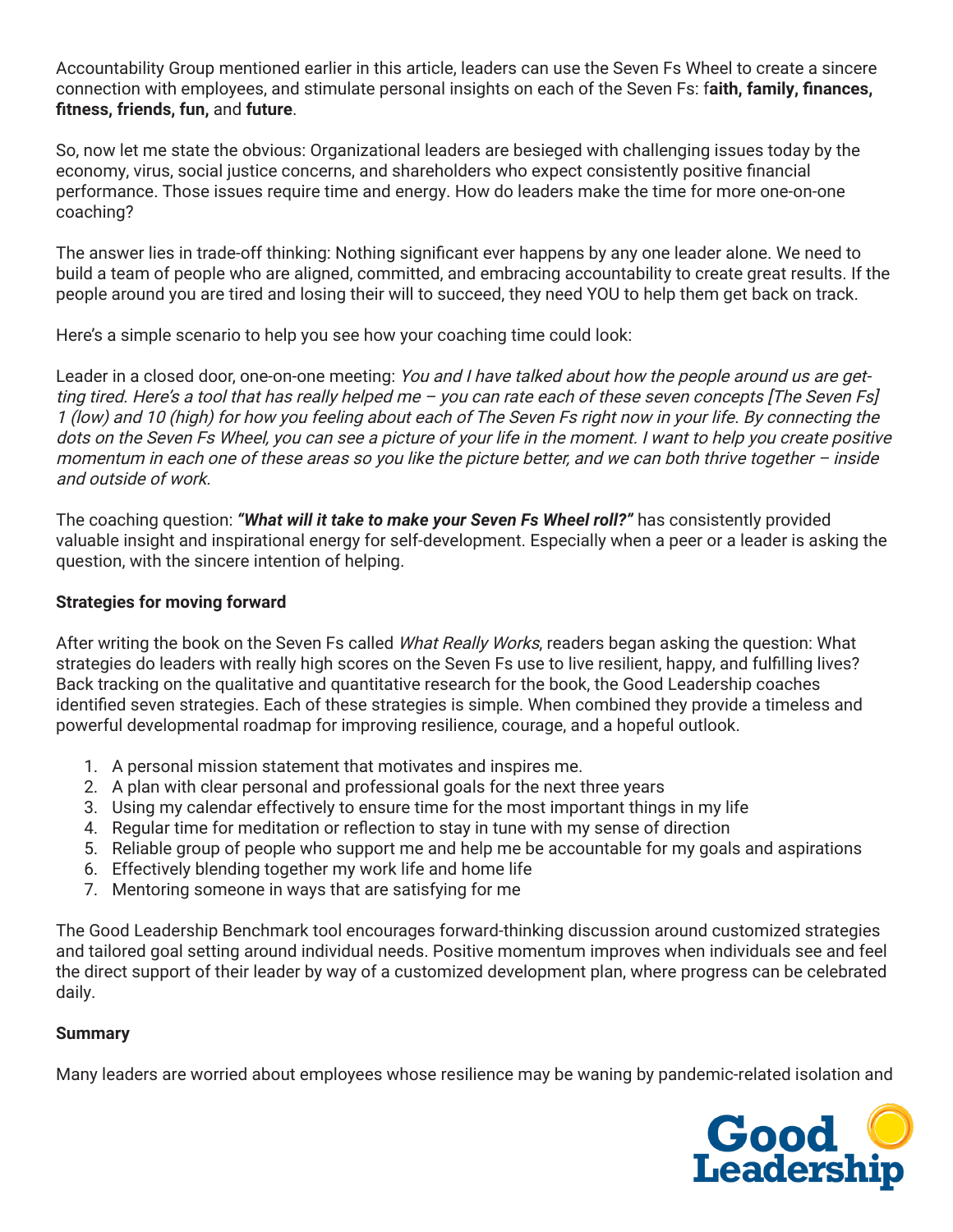Accountability Group mentioned earlier in this article, leaders can use the Seven Fs Wheel to create a sincere connection with employees, and stimulate personal insights on each of the Seven Fs: f**aith, family, finances, fitness, friends, fun,** and **future**.

So, now let me state the obvious: Organizational leaders are besieged with challenging issues today by the economy, virus, social justice concerns, and shareholders who expect consistently positive financial performance. Those issues require time and energy. How do leaders make the time for more one-on-one coaching?

The answer lies in trade-off thinking: Nothing significant ever happens by any one leader alone. We need to build a team of people who are aligned, committed, and embracing accountability to create great results. If the people around you are tired and losing their will to succeed, they need YOU to help them get back on track.

Here's a simple scenario to help you see how your coaching time could look:

Leader in a closed door, one-on-one meeting: *You and I have talked about how the people around us are getting tired. Here's a tool that has really helped me – you can rate each of these seven concepts [The Seven Fs] 1 (low) and 10 (high) for how you feeling about each of The Seven Fs right now in your life. By connecting the dots on the Seven Fs Wheel, you can see a picture of your life in the moment. I want to help you create positive momentum in each one of these areas so you like the picture better, and we can both thrive together – inside and outside of work.*

The coaching question: ***"What will it take to make your Seven Fs Wheel roll?"*** has consistently provided valuable insight and inspirational energy for self-development. Especially when a peer or a leader is asking the question, with the sincere intention of helping.

**Strategies for moving forward**

After writing the book on the Seven Fs called *What Really Works*, readers began asking the question: What strategies do leaders with really high scores on the Seven Fs use to live resilient, happy, and fulfilling lives? Back tracking on the qualitative and quantitative research for the book, the Good Leadership coaches identified seven strategies. Each of these strategies is simple. When combined they provide a timeless and powerful developmental roadmap for improving resilience, courage, and a hopeful outlook.

1. A personal mission statement that motivates and inspires me.
2. A plan with clear personal and professional goals for the next three years
3. Using my calendar effectively to ensure time for the most important things in my life
4. Regular time for meditation or reflection to stay in tune with my sense of direction
5. Reliable group of people who support me and help me be accountable for my goals and aspirations
6. Effectively blending together my work life and home life
7. Mentoring someone in ways that are satisfying for me

The Good Leadership Benchmark tool encourages forward-thinking discussion around customized strategies and tailored goal setting around individual needs. Positive momentum improves when individuals see and feel the direct support of their leader by way of a customized development plan, where progress can be celebrated daily.

**Summary**

Many leaders are worried about employees whose resilience may be waning by pandemic-related isolation and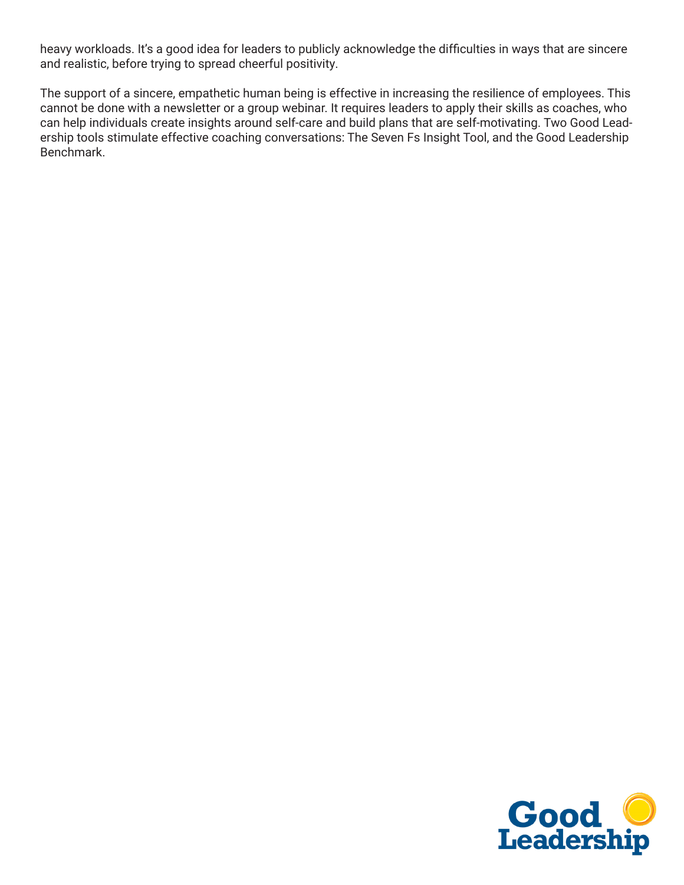heavy workloads. It's a good idea for leaders to publicly acknowledge the difficulties in ways that are sincere and realistic, before trying to spread cheerful positivity.

The support of a sincere, empathetic human being is effective in increasing the resilience of employees. This cannot be done with a newsletter or a group webinar. It requires leaders to apply their skills as coaches, who can help individuals create insights around self-care and build plans that are self-motivating. Two Good Leadership tools stimulate effective coaching conversations: The Seven Fs Insight Tool, and the Good Leadership Benchmark.

Good Leadership